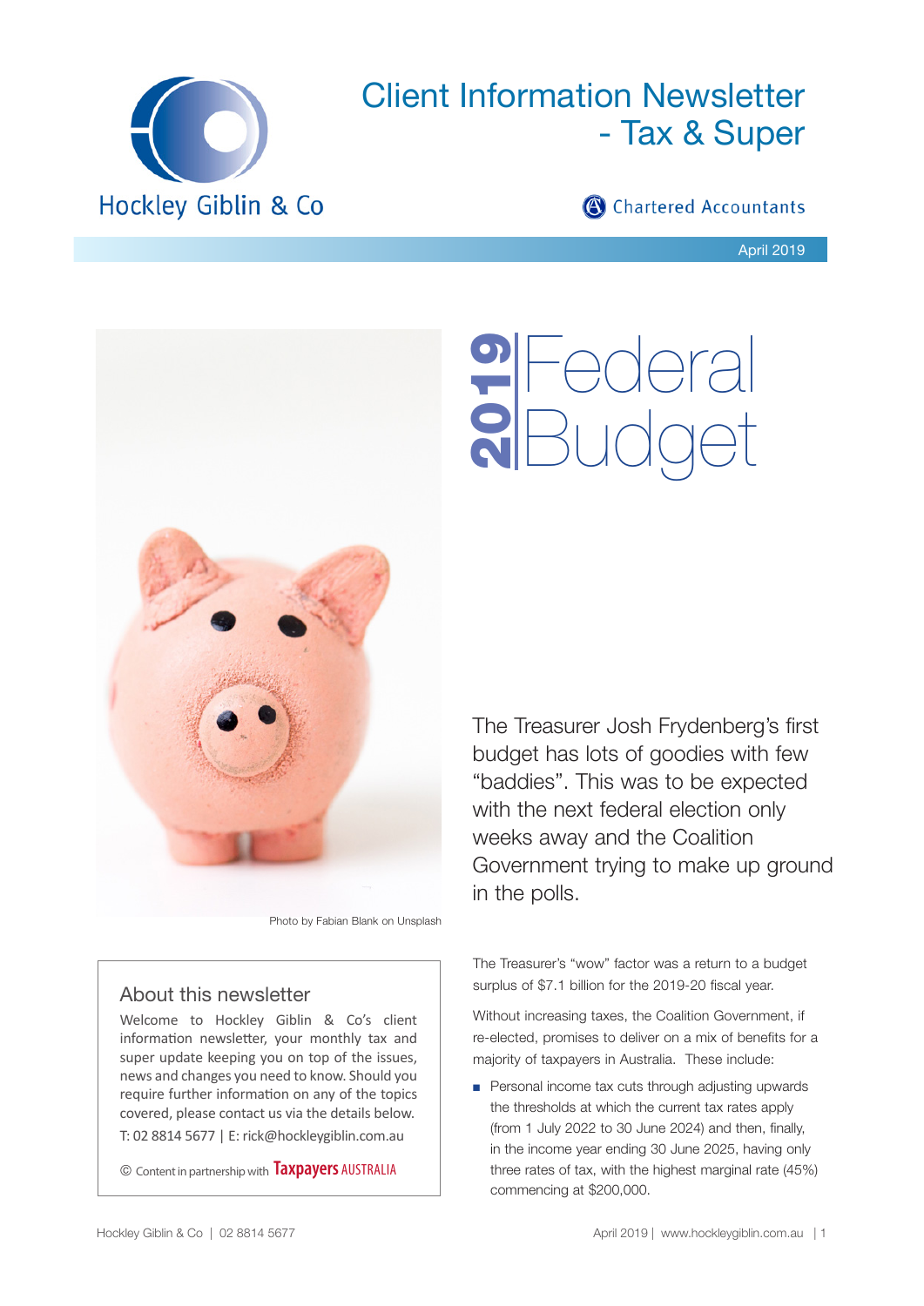Hockley Giblin & Co

# Client Information Newsletter - Tax & Super

Chartered Accountants

April 2019

# 2019 Federal Budget

Photo by Fabian Blank on Unsplash

The Treasurer Josh Frydenberg's first budget has lots of goodies with few "baddies". This was to be expected with the next federal election only weeks away and the Coalition Government trying to make up ground in the polls.

The Treasurer's "wow" factor was a return to a budget surplus of $7.1 billion for the 2019-20 fiscal year.

Without increasing taxes, the Coalition Government, if re-elected, promises to deliver on a mix of benefits for a majority of taxpayers in Australia. These include:

- Personal income tax cuts through adjusting upwards the thresholds at which the current tax rates apply (from 1 July 2022 to 30 June 2024) and then, finally, in the income year ending 30 June 2025, having only three rates of tax, with the highest marginal rate (45%) commencing at $200,000.

## About this newsletter

Welcome to Hockley Giblin & Co's client information newsletter, your monthly tax and super update keeping you on top of the issues, news and changes you need to know. Should you require further information on any of the topics covered, please contact us via the details below.

T: 02 8814 5677 | E: rick@hockleygiblin.com.au

© Content in partnership with Taxpayers AUSTRALIA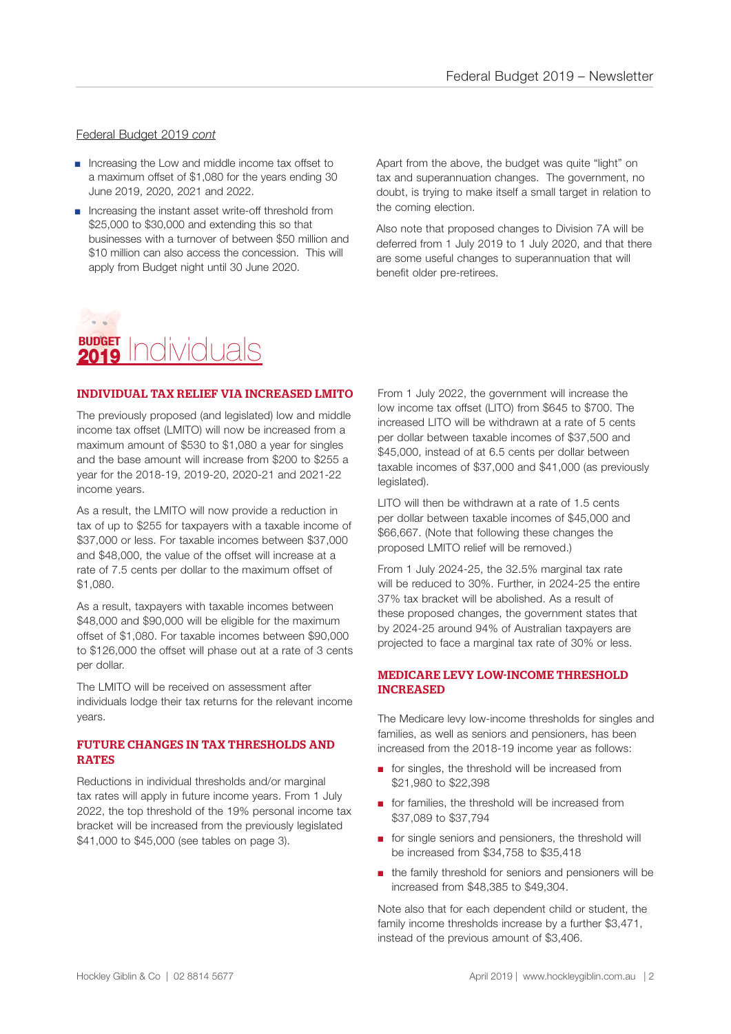Federal Budget 2019 *cont*

- Increasing the Low and middle income tax offset to a maximum offset of $1,080 for the years ending 30 June 2019, 2020, 2021 and 2022.
- Increasing the instant asset write-off threshold from $25,000 to $30,000 and extending this so that businesses with a turnover of between $50 million and $10 million can also access the concession. This will apply from Budget night until 30 June 2020.

Apart from the above, the budget was quite "light" on tax and superannuation changes. The government, no doubt, is trying to make itself a small target in relation to the coming election.

Also note that proposed changes to Division 7A will be deferred from 1 July 2019 to 1 July 2020, and that there are some useful changes to superannuation that will benefit older pre-retirees.

# BUDGET 2019 Individuals

## INDIVIDUAL TAX RELIEF VIA INCREASED LMITO

The previously proposed (and legislated) low and middle income tax offset (LMITO) will now be increased from a maximum amount of $530 to $1,080 a year for singles and the base amount will increase from $200 to $255 a year for the 2018-19, 2019-20, 2020-21 and 2021-22 income years.

As a result, the LMITO will now provide a reduction in tax of up to $255 for taxpayers with a taxable income of $37,000 or less. For taxable incomes between $37,000 and $48,000, the value of the offset will increase at a rate of 7.5 cents per dollar to the maximum offset of $1,080.

As a result, taxpayers with taxable incomes between $48,000 and $90,000 will be eligible for the maximum offset of $1,080. For taxable incomes between $90,000 to $126,000 the offset will phase out at a rate of 3 cents per dollar.

The LMITO will be received on assessment after individuals lodge their tax returns for the relevant income years.

## FUTURE CHANGES IN TAX THRESHOLDS AND RATES

Reductions in individual thresholds and/or marginal tax rates will apply in future income years. From 1 July 2022, the top threshold of the 19% personal income tax bracket will be increased from the previously legislated $41,000 to $45,000 (see tables on page 3).

From 1 July 2022, the government will increase the low income tax offset (LITO) from $645 to $700. The increased LITO will be withdrawn at a rate of 5 cents per dollar between taxable incomes of $37,500 and $45,000, instead of at 6.5 cents per dollar between taxable incomes of $37,000 and $41,000 (as previously legislated).

LITO will then be withdrawn at a rate of 1.5 cents per dollar between taxable incomes of $45,000 and $66,667. (Note that following these changes the proposed LMITO relief will be removed.)

From 1 July 2024-25, the 32.5% marginal tax rate will be reduced to 30%. Further, in 2024-25 the entire 37% tax bracket will be abolished. As a result of these proposed changes, the government states that by 2024-25 around 94% of Australian taxpayers are projected to face a marginal tax rate of 30% or less.

## MEDICARE LEVY LOW-INCOME THRESHOLD INCREASED

The Medicare levy low-income thresholds for singles and families, as well as seniors and pensioners, has been increased from the 2018-19 income year as follows:

- for singles, the threshold will be increased from $21,980 to $22,398
- for families, the threshold will be increased from $37,089 to $37,794
- for single seniors and pensioners, the threshold will be increased from $34,758 to $35,418
- the family threshold for seniors and pensioners will be increased from $48,385 to $49,304.

Note also that for each dependent child or student, the family income thresholds increase by a further $3,471, instead of the previous amount of $3,406.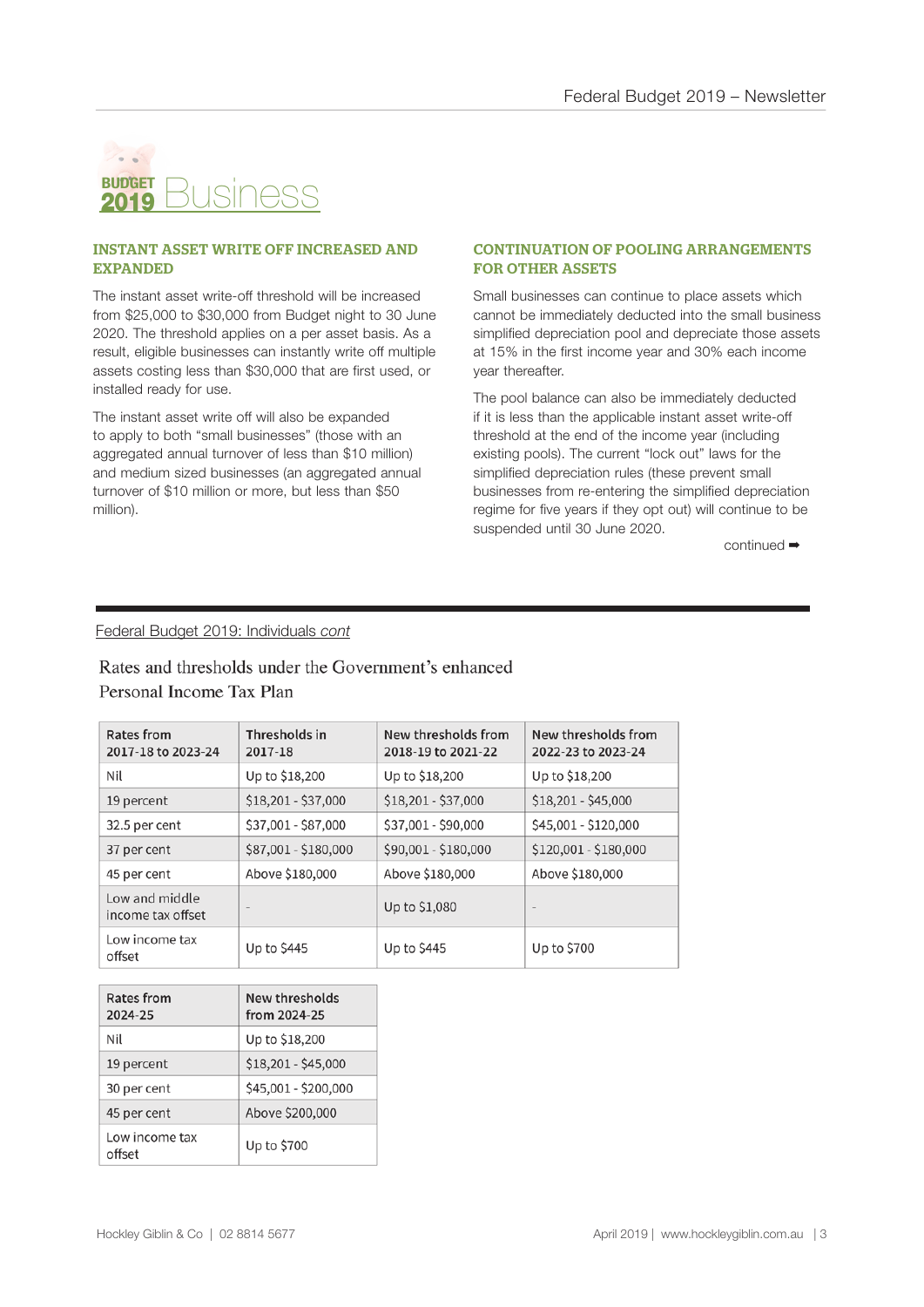# BUDGET 2019 Business

## INSTANT ASSET WRITE OFF INCREASED AND EXPANDED

The instant asset write-off threshold will be increased from $25,000 to $30,000 from Budget night to 30 June 2020. The threshold applies on a per asset basis. As a result, eligible businesses can instantly write off multiple assets costing less than $30,000 that are first used, or installed ready for use.

The instant asset write off will also be expanded to apply to both "small businesses" (those with an aggregated annual turnover of less than $10 million) and medium sized businesses (an aggregated annual turnover of $10 million or more, but less than $50 million).

## CONTINUATION OF POOLING ARRANGEMENTS FOR OTHER ASSETS

Small businesses can continue to place assets which cannot be immediately deducted into the small business simplified depreciation pool and depreciate those assets at 15% in the first income year and 30% each income year thereafter.

The pool balance can also be immediately deducted if it is less than the applicable instant asset write-off threshold at the end of the income year (including existing pools). The current "lock out" laws for the simplified depreciation rules (these prevent small businesses from re-entering the simplified depreciation regime for five years if they opt out) will continue to be suspended until 30 June 2020.

continued ➡

Federal Budget 2019: Individuals *cont*

### Rates and thresholds under the Government's enhanced Personal Income Tax Plan

| Rates from 2017-18 to 2023-24 | Thresholds in 2017-18 | New thresholds from 2018-19 to 2021-22 | New thresholds from 2022-23 to 2023-24 |
|---|---|---|---|
| Nil | Up to $18,200 | Up to $18,200 | Up to $18,200 |
| 19 percent | $18,201 - $37,000 | $18,201 - $37,000 | $18,201 - $45,000 |
| 32.5 per cent | $37,001 - $87,000 | $37,001 - $90,000 | $45,001 - $120,000 |
| 37 per cent | $87,001 - $180,000 | $90,001 - $180,000 | $120,001 - $180,000 |
| 45 per cent | Above $180,000 | Above $180,000 | Above $180,000 |
| Low and middle income tax offset | - | Up to $1,080 | - |
| Low income tax offset | Up to $445 | Up to $445 | Up to $700 |

| Rates from 2024-25 | New thresholds from 2024-25 |
|---|---|
| Nil | Up to $18,200 |
| 19 percent | $18,201 - $45,000 |
| 30 per cent | $45,001 - $200,000 |
| 45 per cent | Above $200,000 |
| Low income tax offset | Up to $700 |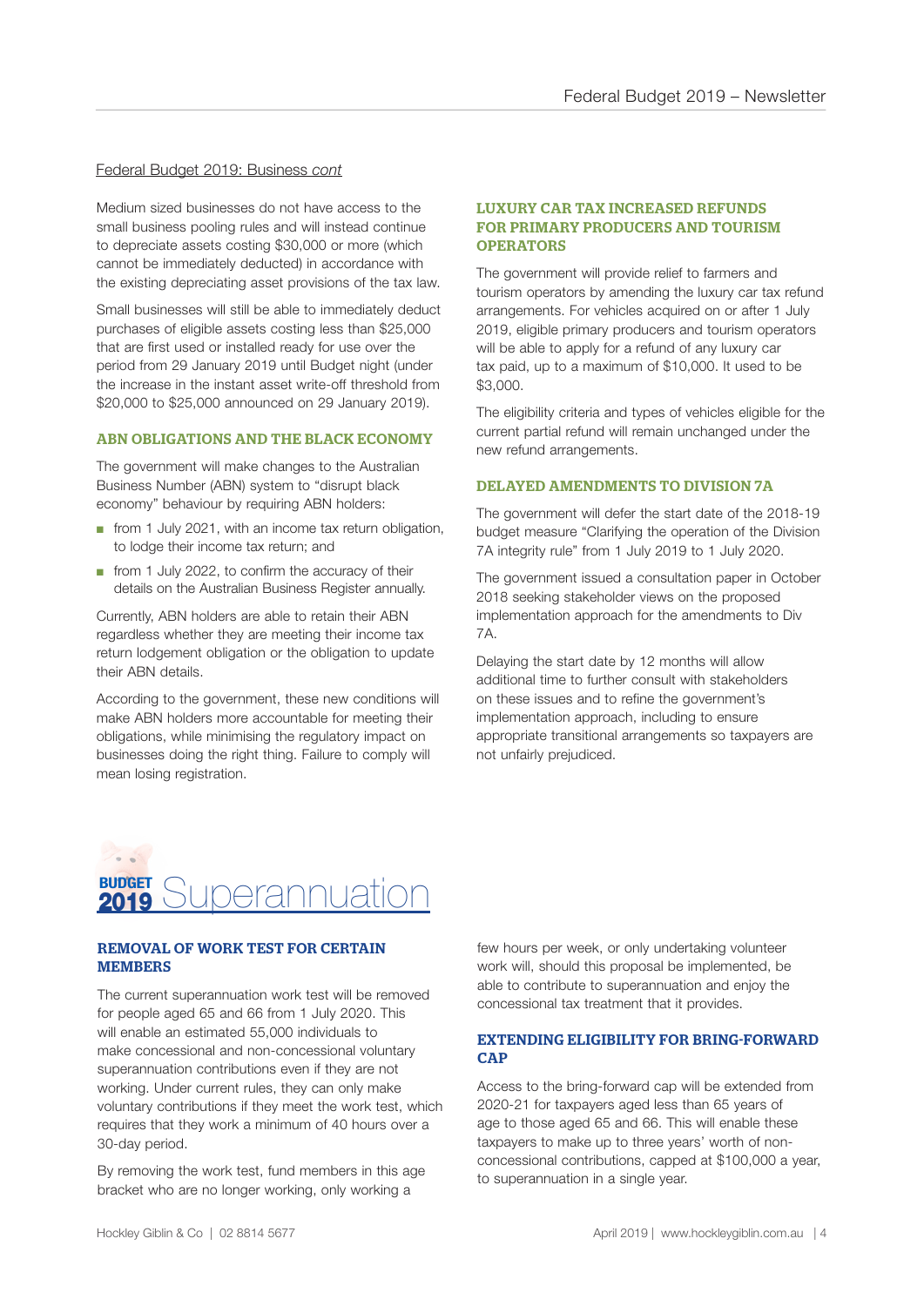Federal Budget 2019: Business *cont*

Medium sized businesses do not have access to the small business pooling rules and will instead continue to depreciate assets costing $30,000 or more (which cannot be immediately deducted) in accordance with the existing depreciating asset provisions of the tax law.

Small businesses will still be able to immediately deduct purchases of eligible assets costing less than $25,000 that are first used or installed ready for use over the period from 29 January 2019 until Budget night (under the increase in the instant asset write-off threshold from $20,000 to $25,000 announced on 29 January 2019).

### ABN OBLIGATIONS AND THE BLACK ECONOMY

The government will make changes to the Australian Business Number (ABN) system to "disrupt black economy" behaviour by requiring ABN holders:

- from 1 July 2021, with an income tax return obligation, to lodge their income tax return; and
- from 1 July 2022, to confirm the accuracy of their details on the Australian Business Register annually.

Currently, ABN holders are able to retain their ABN regardless whether they are meeting their income tax return lodgement obligation or the obligation to update their ABN details.

According to the government, these new conditions will make ABN holders more accountable for meeting their obligations, while minimising the regulatory impact on businesses doing the right thing. Failure to comply will mean losing registration.

### LUXURY CAR TAX INCREASED REFUNDS FOR PRIMARY PRODUCERS AND TOURISM OPERATORS

The government will provide relief to farmers and tourism operators by amending the luxury car tax refund arrangements. For vehicles acquired on or after 1 July 2019, eligible primary producers and tourism operators will be able to apply for a refund of any luxury car tax paid, up to a maximum of $10,000. It used to be $3,000.

The eligibility criteria and types of vehicles eligible for the current partial refund will remain unchanged under the new refund arrangements.

### DELAYED AMENDMENTS TO DIVISION 7A

The government will defer the start date of the 2018-19 budget measure "Clarifying the operation of the Division 7A integrity rule" from 1 July 2019 to 1 July 2020.

The government issued a consultation paper in October 2018 seeking stakeholder views on the proposed implementation approach for the amendments to Div 7A.

Delaying the start date by 12 months will allow additional time to further consult with stakeholders on these issues and to refine the government's implementation approach, including to ensure appropriate transitional arrangements so taxpayers are not unfairly prejudiced.

## BUDGET 2019 Superannuation

### REMOVAL OF WORK TEST FOR CERTAIN MEMBERS

The current superannuation work test will be removed for people aged 65 and 66 from 1 July 2020. This will enable an estimated 55,000 individuals to make concessional and non-concessional voluntary superannuation contributions even if they are not working. Under current rules, they can only make voluntary contributions if they meet the work test, which requires that they work a minimum of 40 hours over a 30-day period.

By removing the work test, fund members in this age bracket who are no longer working, only working a few hours per week, or only undertaking volunteer work will, should this proposal be implemented, be able to contribute to superannuation and enjoy the concessional tax treatment that it provides.

### EXTENDING ELIGIBILITY FOR BRING-FORWARD CAP

Access to the bring-forward cap will be extended from 2020-21 for taxpayers aged less than 65 years of age to those aged 65 and 66. This will enable these taxpayers to make up to three years' worth of non-concessional contributions, capped at $100,000 a year, to superannuation in a single year.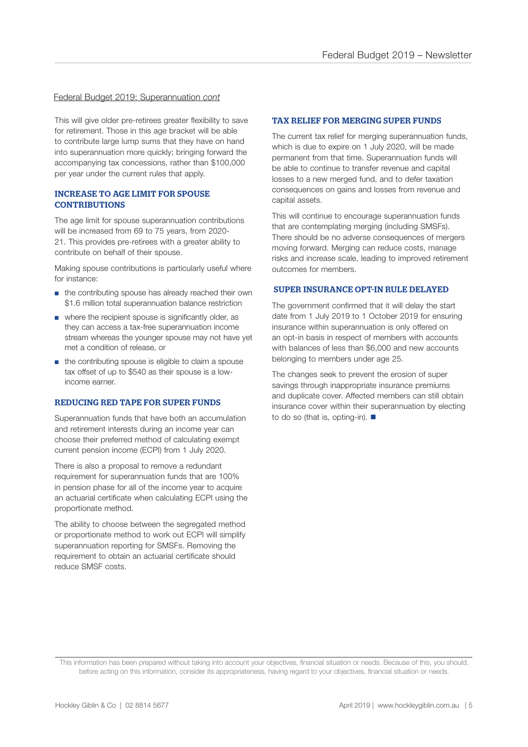Federal Budget 2019: Superannuation *cont*

This will give older pre-retirees greater flexibility to save for retirement. Those in this age bracket will be able to contribute large lump sums that they have on hand into superannuation more quickly; bringing forward the accompanying tax concessions, rather than $100,000 per year under the current rules that apply.

## INCREASE TO AGE LIMIT FOR SPOUSE CONTRIBUTIONS

The age limit for spouse superannuation contributions will be increased from 69 to 75 years, from 2020-21. This provides pre-retirees with a greater ability to contribute on behalf of their spouse.

Making spouse contributions is particularly useful where for instance:

- the contributing spouse has already reached their own $1.6 million total superannuation balance restriction
- where the recipient spouse is significantly older, as they can access a tax-free superannuation income stream whereas the younger spouse may not have yet met a condition of release, or
- the contributing spouse is eligible to claim a spouse tax offset of up to $540 as their spouse is a low-income earner.

## REDUCING RED TAPE FOR SUPER FUNDS

Superannuation funds that have both an accumulation and retirement interests during an income year can choose their preferred method of calculating exempt current pension income (ECPI) from 1 July 2020.

There is also a proposal to remove a redundant requirement for superannuation funds that are 100% in pension phase for all of the income year to acquire an actuarial certificate when calculating ECPI using the proportionate method.

The ability to choose between the segregated method or proportionate method to work out ECPI will simplify superannuation reporting for SMSFs. Removing the requirement to obtain an actuarial certificate should reduce SMSF costs.

## TAX RELIEF FOR MERGING SUPER FUNDS

The current tax relief for merging superannuation funds, which is due to expire on 1 July 2020, will be made permanent from that time. Superannuation funds will be able to continue to transfer revenue and capital losses to a new merged fund, and to defer taxation consequences on gains and losses from revenue and capital assets.

This will continue to encourage superannuation funds that are contemplating merging (including SMSFs). There should be no adverse consequences of mergers moving forward. Merging can reduce costs, manage risks and increase scale, leading to improved retirement outcomes for members.

## SUPER INSURANCE OPT-IN RULE DELAYED

The government confirmed that it will delay the start date from 1 July 2019 to 1 October 2019 for ensuring insurance within superannuation is only offered on an opt-in basis in respect of members with accounts with balances of less than $6,000 and new accounts belonging to members under age 25.

The changes seek to prevent the erosion of super savings through inappropriate insurance premiums and duplicate cover. Affected members can still obtain insurance cover within their superannuation by electing to do so (that is, opting-in). ■

This information has been prepared without taking into account your objectives, financial situation or needs. Because of this, you should, before acting on this information, consider its appropriateness, having regard to your objectives, financial situation or needs.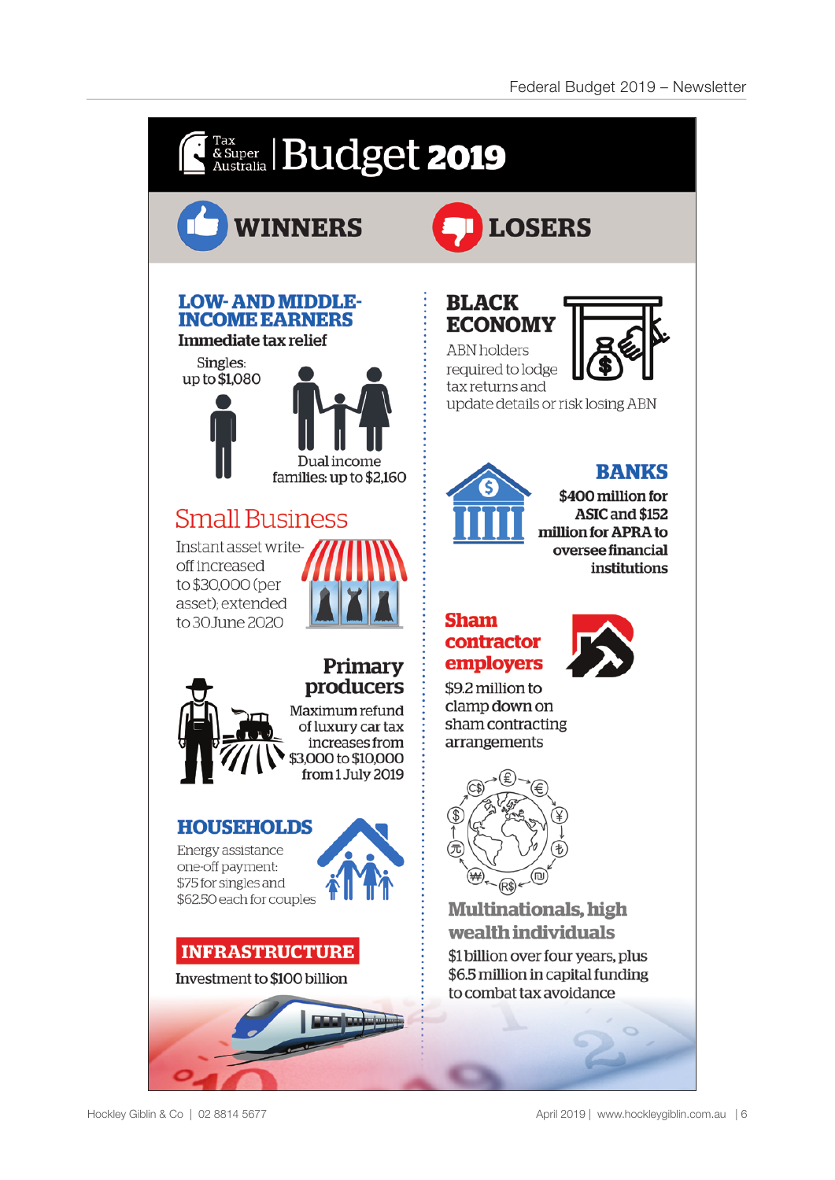# Tax & Super Australia | Budget 2019

## WINNERS

### LOW- AND MIDDLE-INCOME EARNERS

**Immediate tax relief**

Singles: up to $1,080

Dual income families: up to $2,160

### Small Business

Instant asset write-off increased to $30,000 (per asset); extended to 30 June 2020

### Primary producers

Maximum refund of luxury car tax increases from $3,000 to $10,000 from 1 July 2019

### HOUSEHOLDS

Energy assistance one-off payment: $75 for singles and $62.50 each for couples

### INFRASTRUCTURE

Investment to $100 billion

## LOSERS

### BLACK ECONOMY

ABN holders required to lodge tax returns and update details or risk losing ABN

### BANKS

**$400 million for ASIC and $152 million for APRA to oversee financial institutions**

### Sham contractor employers

$9.2 million to clamp down on sham contracting arrangements

### Multinationals, high wealth individuals

$1 billion over four years, plus $6.5 million in capital funding to combat tax avoidance